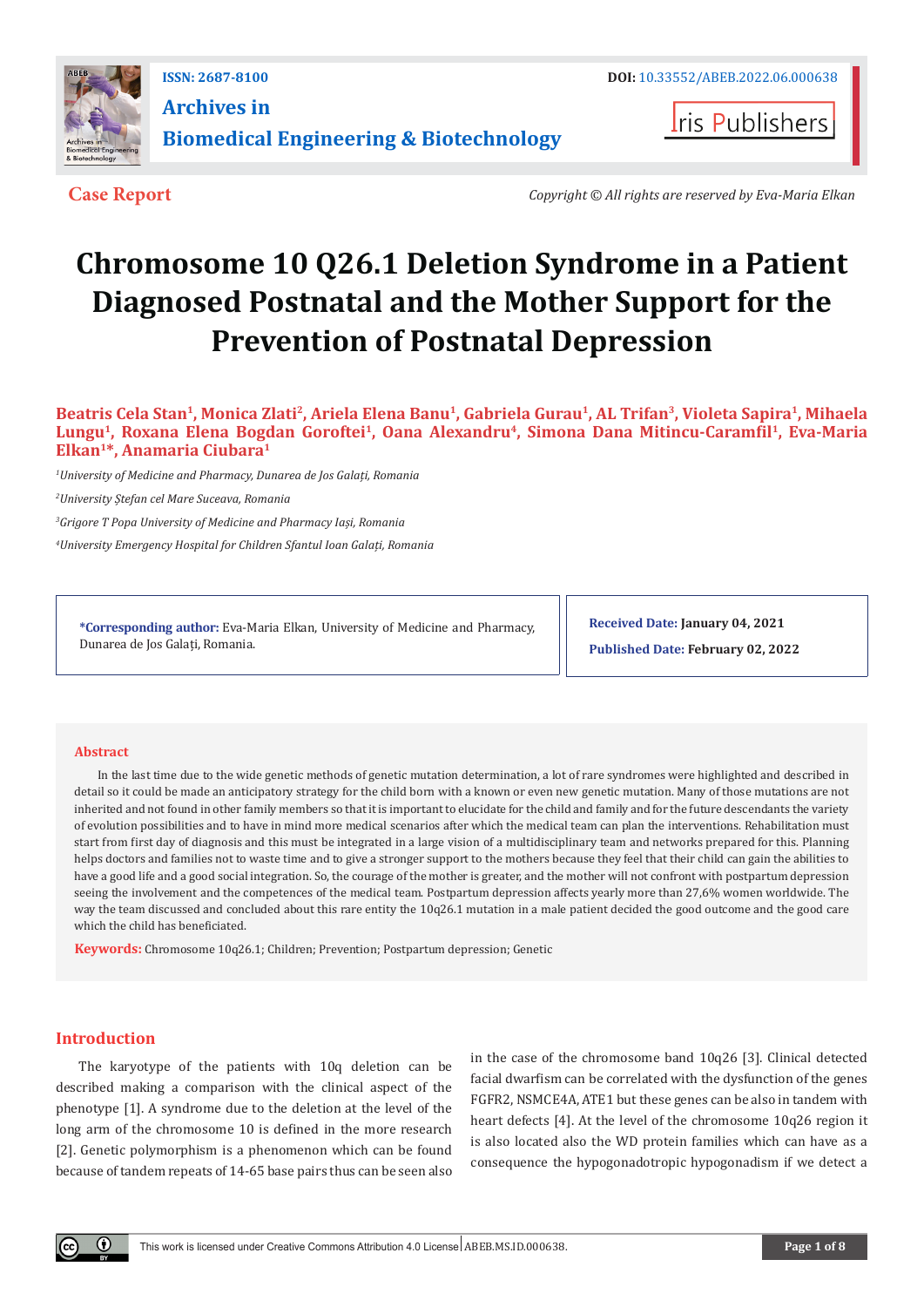Case Report

Copyright © All rights are reserved by Eva-Maria Elkan

# Chromosome 10 Q26.1 Deletion Syndrome in a Patient Diagnosed Postnatal and the Mother Support for the Prevention of Postnatal Depression

**Beatris Cela Stan[1], Monica Zlati[2], Ariela Elena Banu[1], Gabriela Gurau[1], AL Trifan[3], Violeta Sapira[1], Mihaela Lungu[1], Roxana Elena Bogdan Goroftei[1], Oana Alexandru[4], Simona Dana Mitincu-Caramfil[1], Eva-Maria Elkan[1]*, Anamaria Ciubara[1]**

[1]*University of Medicine and Pharmacy, Dunarea de Jos Galați, Romania*

[2]*University Ștefan cel Mare Suceava, Romania*

[3]*Grigore T Popa University of Medicine and Pharmacy Iași, Romania*

[4]*University Emergency Hospital for Children Sfantul Ioan Galați, Romania*

**\*Corresponding author:** Eva-Maria Elkan, University of Medicine and Pharmacy, Dunarea de Jos Galați, Romania.

**Received Date:** January 04, 2021

**Published Date:** February 02, 2022

## Abstract

In the last time due to the wide genetic methods of genetic mutation determination, a lot of rare syndromes were highlighted and described in detail so it could be made an anticipatory strategy for the child born with a known or even new genetic mutation. Many of those mutations are not inherited and not found in other family members so that it is important to elucidate for the child and family and for the future descendants the variety of evolution possibilities and to have in mind more medical scenarios after which the medical team can plan the interventions. Rehabilitation must start from first day of diagnosis and this must be integrated in a large vision of a multidisciplinary team and networks prepared for this. Planning helps doctors and families not to waste time and to give a stronger support to the mothers because they feel that their child can gain the abilities to have a good life and a good social integration. So, the courage of the mother is greater, and the mother will not confront with postpartum depression seeing the involvement and the competences of the medical team. Postpartum depression affects yearly more than 27,6% women worldwide. The way the team discussed and concluded about this rare entity the 10q26.1 mutation in a male patient decided the good outcome and the good care which the child has beneficiated.

**Keywords:** Chromosome 10q26.1; Children; Prevention; Postpartum depression; Genetic

## Introduction

The karyotype of the patients with 10q deletion can be described making a comparison with the clinical aspect of the phenotype [1]. A syndrome due to the deletion at the level of the long arm of the chromosome 10 is defined in the more research [2]. Genetic polymorphism is a phenomenon which can be found because of tandem repeats of 14-65 base pairs thus can be seen also in the case of the chromosome band 10q26 [3]. Clinical detected facial dwarfism can be correlated with the dysfunction of the genes FGFR2, NSMCE4A, ATE1 but these genes can be also in tandem with heart defects [4]. At the level of the chromosome 10q26 region it is also located also the WD protein families which can have as a consequence the hypogonadotropic hypogonadism if we detect a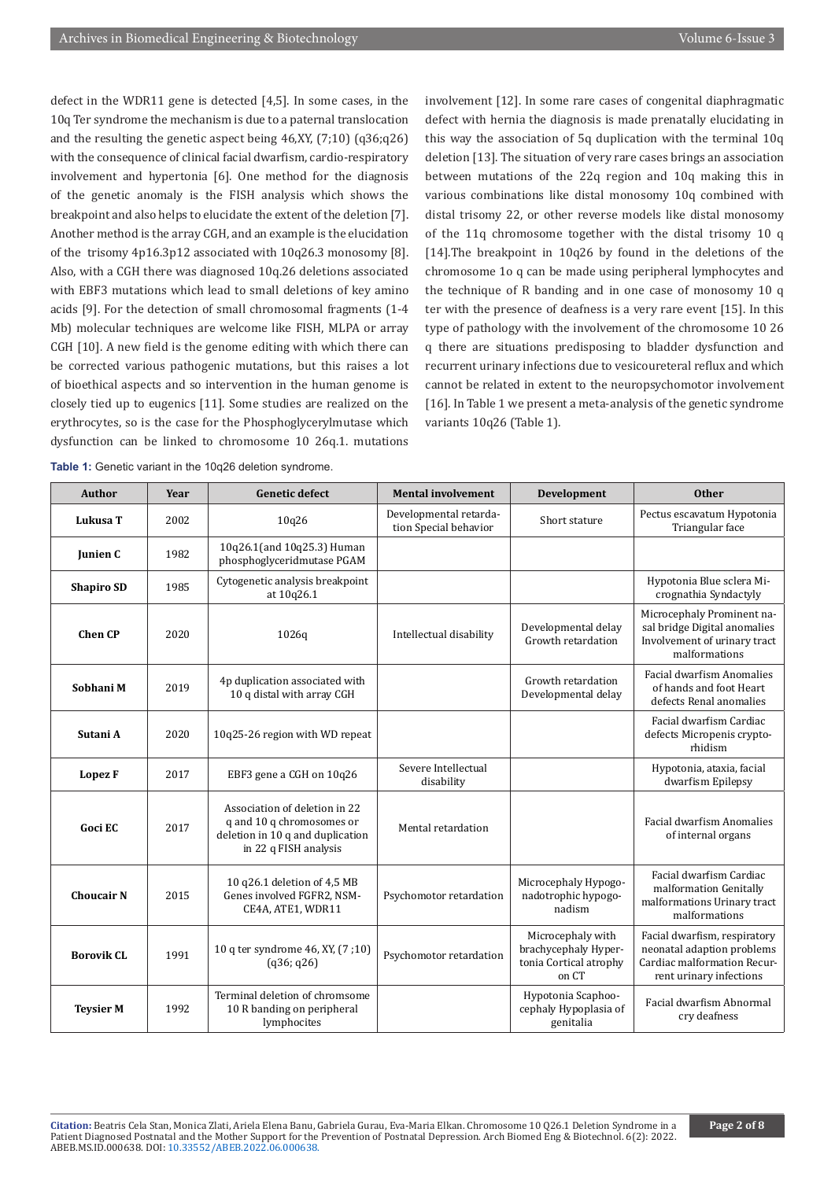defect in the WDR11 gene is detected [4,5]. In some cases, in the 10q Ter syndrome the mechanism is due to a paternal translocation and the resulting the genetic aspect being 46,XY, (7;10) (q36;q26) with the consequence of clinical facial dwarfism, cardio-respiratory involvement and hypertonia [6]. One method for the diagnosis of the genetic anomaly is the FISH analysis which shows the breakpoint and also helps to elucidate the extent of the deletion [7]. Another method is the array CGH, and an example is the elucidation of the trisomy 4p16.3p12 associated with 10q26.3 monosomy [8]. Also, with a CGH there was diagnosed 10q.26 deletions associated with EBF3 mutations which lead to small deletions of key amino acids [9]. For the detection of small chromosomal fragments (1-4 Mb) molecular techniques are welcome like FISH, MLPA or array CGH [10]. A new field is the genome editing with which there can be corrected various pathogenic mutations, but this raises a lot of bioethical aspects and so intervention in the human genome is closely tied up to eugenics [11]. Some studies are realized on the erythrocytes, so is the case for the Phosphoglycerylmutase which dysfunction can be linked to chromosome 10 26q.1. mutations involvement [12]. In some rare cases of congenital diaphragmatic defect with hernia the diagnosis is made prenatally elucidating in this way the association of 5q duplication with the terminal 10q deletion [13]. The situation of very rare cases brings an association between mutations of the 22q region and 10q making this in various combinations like distal monosomy 10q combined with distal trisomy 22, or other reverse models like distal monosomy of the 11q chromosome together with the distal trisomy 10 q [14].The breakpoint in 10q26 by found in the deletions of the chromosome 1o q can be made using peripheral lymphocytes and the technique of R banding and in one case of monosomy 10 q ter with the presence of deafness is a very rare event [15]. In this type of pathology with the involvement of the chromosome 10 26 q there are situations predisposing to bladder dysfunction and recurrent urinary infections due to vesicoureteral reflux and which cannot be related in extent to the neuropsychomotor involvement [16]. In Table 1 we present a meta-analysis of the genetic syndrome variants 10q26 (Table 1).

**Table 1:** Genetic variant in the 10q26 deletion syndrome.

| Author | Year | Genetic defect | Mental involvement | Development | Other |
|---|---|---|---|---|---|
| **Lukusa T** | 2002 | 10q26 | Developmental retardation Special behavior | Short stature | Pectus escavatum Hypotonia Triangular face |
| **Junien C** | 1982 | 10q26.1(and 10q25.3) Human phosphoglyceridmutase PGAM | | | |
| **Shapiro SD** | 1985 | Cytogenetic analysis breakpoint at 10q26.1 | | | Hypotonia Blue sclera Micrognathia Syndactyly |
| **Chen CP** | 2020 | 1026q | Intellectual disability | Developmental delay Growth retardation | Microcephaly Prominent nasal bridge Digital anomalies Involvement of urinary tract malformations |
| **Sobhani M** | 2019 | 4p duplication associated with 10 q distal with array CGH | | Growth retardation Developmental delay | Facial dwarfism Anomalies of hands and foot Heart defects Renal anomalies |
| **Sutani A** | 2020 | 10q25-26 region with WD repeat | | | Facial dwarfism Cardiac defects Micropenis cryptorhidism |
| **Lopez F** | 2017 | EBF3 gene a CGH on 10q26 | Severe Intellectual disability | | Hypotonia, ataxia, facial dwarfism Epilepsy |
| **Goci EC** | 2017 | Association of deletion in 22 q and 10 q chromosomes or deletion in 10 q and duplication in 22 q FISH analysis | Mental retardation | | Facial dwarfism Anomalies of internal organs |
| **Choucair N** | 2015 | 10 q26.1 deletion of 4,5 MB Genes involved FGFR2, NSMCE4A, ATE1, WDR11 | Psychomotor retardation | Microcephaly Hypogonadotrophic hypogonadism | Facial dwarfism Cardiac malformation Genitally malformations Urinary tract malformations |
| **Borovik CL** | 1991 | 10 q ter syndrome 46, XY, (7 ;10) (q36; q26) | Psychomotor retardation | Microcephaly with brachycephaly Hypertonia Cortical atrophy on CT | Facial dwarfism, respiratory neonatal adaption problems Cardiac malformation Recurrent urinary infections |
| **Teysier M** | 1992 | Terminal deletion of chromsome 10 R banding on peripheral lymphocites | | Hypotonia Scaphoocephaly Hypoplasia of genitalia | Facial dwarfism Abnormal cry deafness |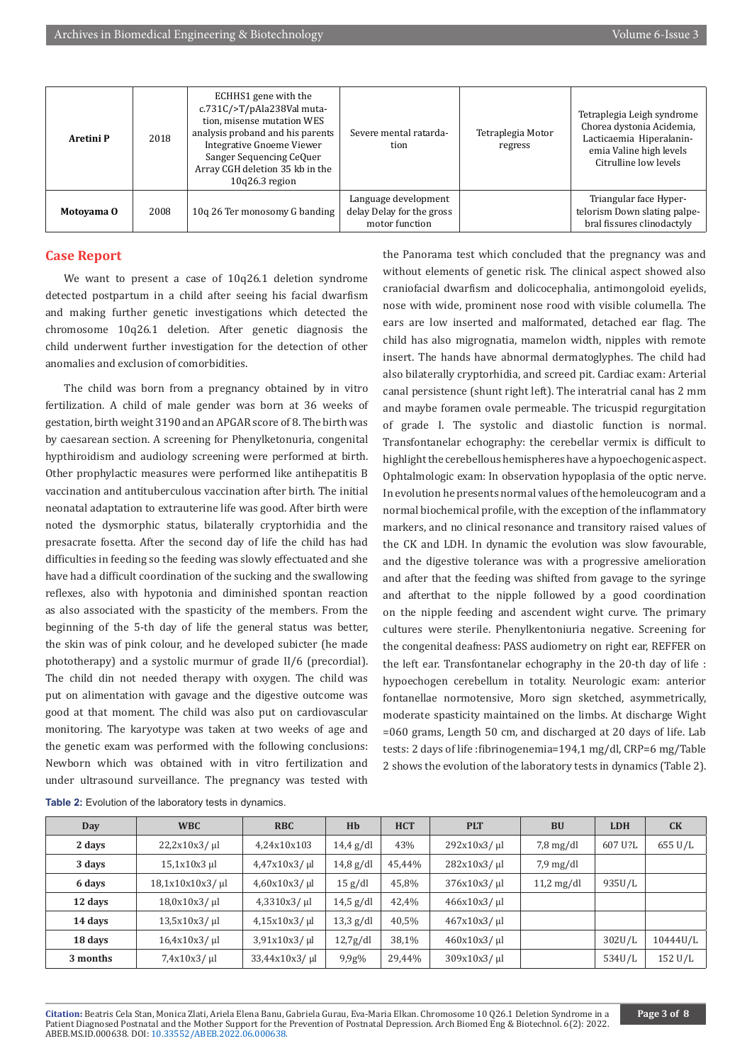| Aretini P | 2018 | ECHHS1 gene with the c.731C/>T/pAla238Val mutation, misense mutation WES analysis proband and his parents Integrative Gnoeme Viewer Sanger Sequencing CeQuer Array CGH deletion 35 kb in the 10q26.3 region | Severe mental ratardation | Tetraplegia Motor regress | Tetraplegia Leigh syndrome Chorea dystonia Acidemia, Lacticaemia Hiperalaninemia Valine high levels Citrulline low levels |
|---|---|---|---|---|---|
| Motoyama O | 2008 | 10q 26 Ter monosomy G banding | Language development delay Delay for the gross motor function | | Triangular face Hypertelorism Down slating palpebral fissures clinodactyly |

## Case Report

We want to present a case of 10q26.1 deletion syndrome detected postpartum in a child after seeing his facial dwarfism and making further genetic investigations which detected the chromosome 10q26.1 deletion. After genetic diagnosis the child underwent further investigation for the detection of other anomalies and exclusion of comorbidities.

The child was born from a pregnancy obtained by in vitro fertilization. A child of male gender was born at 36 weeks of gestation, birth weight 3190 and an APGAR score of 8. The birth was by caesarean section. A screening for Phenylketonuria, congenital hypthiroidism and audiology screening were performed at birth. Other prophylactic measures were performed like antihepatitis B vaccination and antituberculous vaccination after birth. The initial neonatal adaptation to extrauterine life was good. After birth were noted the dysmorphic status, bilaterally cryptorhidia and the presacrate fosetta. After the second day of life the child has had difficulties in feeding so the feeding was slowly effectuated and she have had a difficult coordination of the sucking and the swallowing reflexes, also with hypotonia and diminished spontan reaction as also associated with the spasticity of the members. From the beginning of the 5-th day of life the general status was better, the skin was of pink colour, and he developed subicter (he made phototherapy) and a systolic murmur of grade II/6 (precordial). The child din not needed therapy with oxygen. The child was put on alimentation with gavage and the digestive outcome was good at that moment. The child was also put on cardiovascular monitoring. The karyotype was taken at two weeks of age and the genetic exam was performed with the following conclusions: Newborn which was obtained with in vitro fertilization and under ultrasound surveillance. The pregnancy was tested with the Panorama test which concluded that the pregnancy was and without elements of genetic risk. The clinical aspect showed also craniofacial dwarfism and dolicocephalia, antimongoloid eyelids, nose with wide, prominent nose rood with visible columella. The ears are low inserted and malformated, detached ear flag. The child has also migrognatia, mamelon width, nipples with remote insert. The hands have abnormal dermatoglyphes. The child had also bilaterally cryptorhidia, and screed pit. Cardiac exam: Arterial canal persistence (shunt right left). The interatrial canal has 2 mm and maybe foramen ovale permeable. The tricuspid regurgitation of grade I. The systolic and diastolic function is normal. Transfontanelar echography: the cerebellar vermix is difficult to highlight the cerebellous hemispheres have a hypoechogenic aspect. Ophtalmologic exam: In observation hypoplasia of the optic nerve. In evolution he presents normal values of the hemoleucogram and a normal biochemical profile, with the exception of the inflammatory markers, and no clinical resonance and transitory raised values of the CK and LDH. In dynamic the evolution was slow favourable, and the digestive tolerance was with a progressive amelioration and after that the feeding was shifted from gavage to the syringe and afterthat to the nipple followed by a good coordination on the nipple feeding and ascendent wight curve. The primary cultures were sterile. Phenylkentoniuria negative. Screening for the congenital deafness: PASS audiometry on right ear, REFFER on the left ear. Transfontanelar echography in the 20-th day of life : hypoechogen cerebellum in totality. Neurologic exam: anterior fontanellae normotensive, Moro sign sketched, asymmetrically, moderate spasticity maintained on the limbs. At discharge Wight =060 grams, Length 50 cm, and discharged at 20 days of life. Lab tests: 2 days of life :fibrinogenemia=194,1 mg/dl, CRP=6 mg/Table 2 shows the evolution of the laboratory tests in dynamics (Table 2).

**Table 2:** Evolution of the laboratory tests in dynamics.

| Day | WBC | RBC | Hb | HCT | PLT | BU | LDH | CK |
|---|---|---|---|---|---|---|---|---|
| 2 days | 22,2x10x3/ µl | 4,24x10x103 | 14,4 g/dl | 43% | 292x10x3/ µl | 7,8 mg/dl | 607 U?L | 655 U/L |
| 3 days | 15,1x10x3 µl | 4,47x10x3/ µl | 14,8 g/dl | 45,44% | 282x10x3/ µl | 7,9 mg/dl | | |
| 6 days | 18,1x10x10x3/ µl | 4,60x10x3/ µl | 15 g/dl | 45,8% | 376x10x3/ µl | 11,2 mg/dl | 935U/L | |
| 12 days | 18,0x10x3/ µl | 4,3310x3/ µl | 14,5 g/dl | 42,4% | 466x10x3/ µl | | | |
| 14 days | 13,5x10x3/ µl | 4,15x10x3/ µl | 13,3 g/dl | 40,5% | 467x10x3/ µl | | | |
| 18 days | 16,4x10x3/ µl | 3,91x10x3/ µl | 12,7g/dl | 38,1% | 460x10x3/ µl | | 302U/L | 10444U/L |
| 3 months | 7,4x10x3/ µl | 33,44x10x3/ µl | 9,9g% | 29,44% | 309x10x3/ µl | | 534U/L | 152 U/L |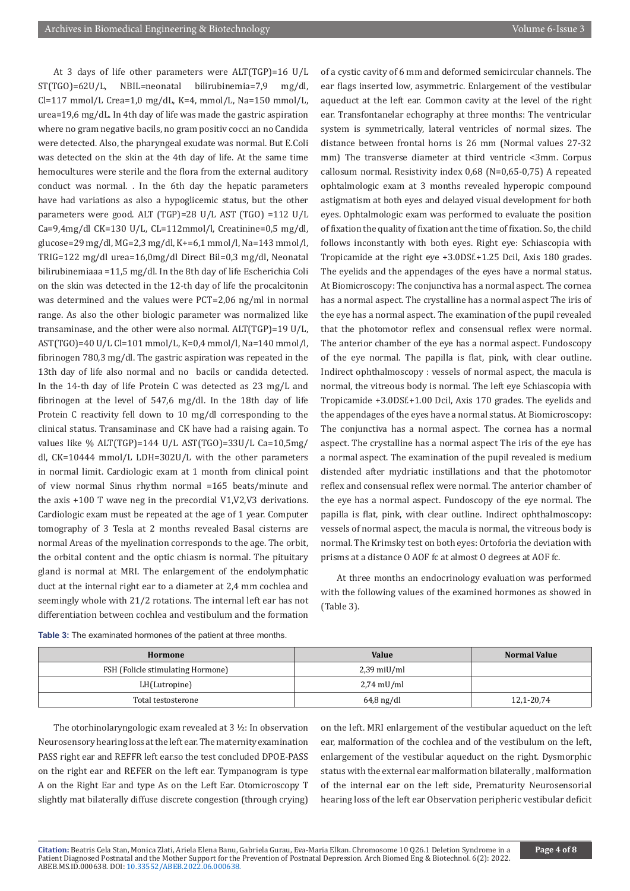At 3 days of life other parameters were ALT(TGP)=16 U/L ST(TGO)=62U/L, NBIL=neonatal bilirubinemia=7,9 mg/dl, Cl=117 mmol/L Crea=1,0 mg/dL, K=4, mmol/L, Na=150 mmol/L, urea=19,6 mg/dL. In 4th day of life was made the gastric aspiration where no gram negative bacils, no gram positiv cocci an no Candida were detected. Also, the pharyngeal exudate was normal. But E.Coli was detected on the skin at the 4th day of life. At the same time hemocultures were sterile and the flora from the external auditory conduct was normal. . In the 6th day the hepatic parameters have had variations as also a hypoglicemic status, but the other parameters were good. ALT (TGP)=28 U/L AST (TGO) =112 U/L Ca=9,4mg/dl CK=130 U/L, CL=112mmol/l, Creatinine=0,5 mg/dl, glucose=29 mg/dl, MG=2,3 mg/dl, K+=6,1 mmol/l, Na=143 mmol/l, TRIG=122 mg/dl urea=16,0mg/dl Direct Bil=0,3 mg/dl, Neonatal bilirubinemiaaa =11,5 mg/dl. In the 8th day of life Escherichia Coli on the skin was detected in the 12-th day of life the procalcitonin was determined and the values were PCT=2,06 ng/ml in normal range. As also the other biologic parameter was normalized like transaminase, and the other were also normal. ALT(TGP)=19 U/L, AST(TGO)=40 U/L Cl=101 mmol/L, K=0,4 mmol/l, Na=140 mmol/l, fibrinogen 780,3 mg/dl. The gastric aspiration was repeated in the 13th day of life also normal and no bacils or candida detected. In the 14-th day of life Protein C was detected as 23 mg/L and fibrinogen at the level of 547,6 mg/dl. In the 18th day of life Protein C reactivity fell down to 10 mg/dl corresponding to the clinical status. Transaminase and CK have had a raising again. To values like % ALT(TGP)=144 U/L AST(TGO)=33U/L Ca=10,5mg/dl, CK=10444 mmol/L LDH=302U/L with the other parameters in normal limit. Cardiologic exam at 1 month from clinical point of view normal Sinus rhythm normal =165 beats/minute and the axis +100 T wave neg in the precordial V1,V2,V3 derivations. Cardiologic exam must be repeated at the age of 1 year. Computer tomography of 3 Tesla at 2 months revealed Basal cisterns are normal Areas of the myelination corresponds to the age. The orbit, the orbital content and the optic chiasm is normal. The pituitary gland is normal at MRI. The enlargement of the endolymphatic duct at the internal right ear to a diameter at 2,4 mm cochlea and seemingly whole with 21/2 rotations. The internal left ear has not differentiation between cochlea and vestibulum and the formation of a cystic cavity of 6 mm and deformed semicircular channels. The ear flags inserted low, asymmetric. Enlargement of the vestibular aqueduct at the left ear. Common cavity at the level of the right ear. Transfontanelar echography at three months: The ventricular system is symmetrically, lateral ventricles of normal sizes. The distance between frontal horns is 26 mm (Normal values 27-32 mm) The transverse diameter at third ventricle <3mm. Corpus callosum normal. Resistivity index 0,68 (N=0,65-0,75) A repeated ophtalmologic exam at 3 months revealed hyperopic compound astigmatism at both eyes and delayed visual development for both eyes. Ophtalmologic exam was performed to evaluate the position of fixation the quality of fixation ant the time of fixation. So, the child follows inconstantly with both eyes. Right eye: Schiascopia with Tropicamide at the right eye +3.0DSf.+1.25 Dcil, Axis 180 grades. The eyelids and the appendages of the eyes have a normal status. At Biomicroscopy: The conjunctiva has a normal aspect. The cornea has a normal aspect. The crystalline has a normal aspect The iris of the eye has a normal aspect. The examination of the pupil revealed that the photomotor reflex and consensual reflex were normal. The anterior chamber of the eye has a normal aspect. Fundoscopy of the eye normal. The papilla is flat, pink, with clear outline. Indirect ophthalmoscopy : vessels of normal aspect, the macula is normal, the vitreous body is normal. The left eye Schiascopia with Tropicamide +3.0DSf.+1.00 Dcil, Axis 170 grades. The eyelids and the appendages of the eyes have a normal status. At Biomicroscopy: The conjunctiva has a normal aspect. The cornea has a normal aspect. The crystalline has a normal aspect The iris of the eye has a normal aspect. The examination of the pupil revealed is medium distended after mydriatic instillations and that the photomotor reflex and consensual reflex were normal. The anterior chamber of the eye has a normal aspect. Fundoscopy of the eye normal. The papilla is flat, pink, with clear outline. Indirect ophthalmoscopy: vessels of normal aspect, the macula is normal, the vitreous body is normal. The Krimsky test on both eyes: Ortoforia the deviation with prisms at a distance O AOF fc at almost 0 degrees at AOF fc.

At three months an endocrinology evaluation was performed with the following values of the examined hormones as showed in (Table 3).

**Table 3:** The examinated hormones of the patient at three months.

| Hormone | Value | Normal Value |
|---|---|---|
| FSH (Folicle stimulating Hormone) | 2,39 miU/ml | |
| LH(Lutropine) | 2,74 mU/ml | |
| Total testosterone | 64,8 ng/dl | 12,1-20,74 |

The otorhinolaryngologic exam revealed at 3 ½: In observation Neurosensory hearing loss at the left ear. The maternity examination PASS right ear and REFFR left ear.so the test concluded DPOE-PASS on the right ear and REFER on the left ear. Tympanogram is type A on the Right Ear and type As on the Left Ear. Otomicroscopy T slightly mat bilaterally diffuse discrete congestion (through crying) on the left. MRI enlargement of the vestibular aqueduct on the left ear, malformation of the cochlea and of the vestibulum on the left, enlargement of the vestibular aqueduct on the right. Dysmorphic status with the external ear malformation bilaterally , malformation of the internal ear on the left side, Prematurity Neurosensorial hearing loss of the left ear Observation peripheric vestibular deficit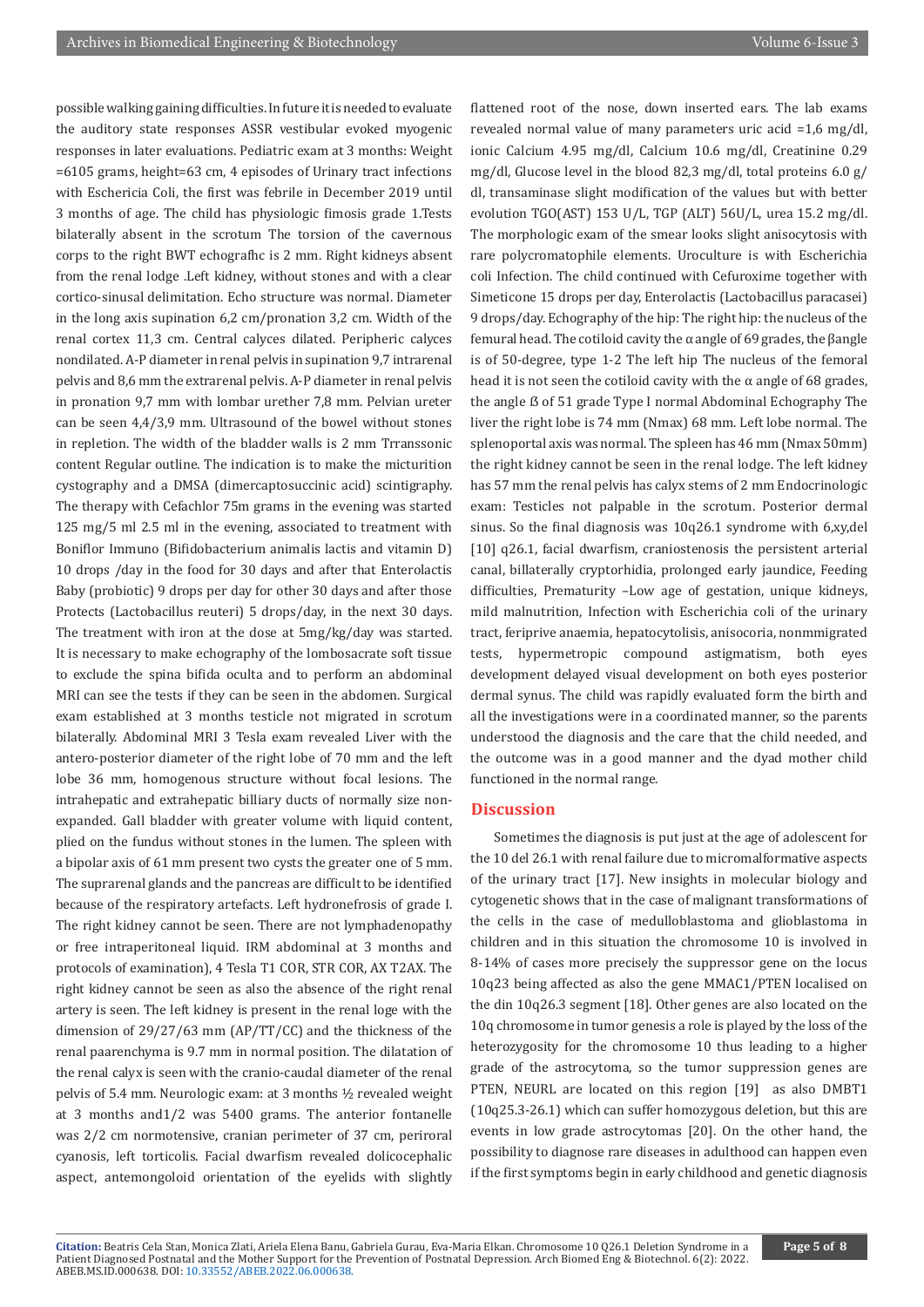possible walking gaining difficulties. In future it is needed to evaluate the auditory state responses ASSR vestibular evoked myogenic responses in later evaluations. Pediatric exam at 3 months: Weight =6105 grams, height=63 cm, 4 episodes of Urinary tract infections with Eschericia Coli, the first was febrile in December 2019 until 3 months of age. The child has physiologic fimosis grade 1.Tests bilaterally absent in the scrotum The torsion of the cavernous corps to the right BWT echografhc is 2 mm. Right kidneys absent from the renal lodge .Left kidney, without stones and with a clear cortico-sinusal delimitation. Echo structure was normal. Diameter in the long axis supination 6,2 cm/pronation 3,2 cm. Width of the renal cortex 11,3 cm. Central calyces dilated. Peripheric calyces nondilated. A-P diameter in renal pelvis in supination 9,7 intrarenal pelvis and 8,6 mm the extrarenal pelvis. A-P diameter in renal pelvis in pronation 9,7 mm with lombar urether 7,8 mm. Pelvian ureter can be seen 4,4/3,9 mm. Ultrasound of the bowel without stones in repletion. The width of the bladder walls is 2 mm Trranssonic content Regular outline. The indication is to make the micturition cystography and a DMSA (dimercaptosuccinic acid) scintigraphy. The therapy with Cefachlor 75m grams in the evening was started 125 mg/5 ml 2.5 ml in the evening, associated to treatment with Boniflor Immuno (Bifidobacterium animalis lactis and vitamin D) 10 drops /day in the food for 30 days and after that Enterolactis Baby (probiotic) 9 drops per day for other 30 days and after those Protects (Lactobacillus reuteri) 5 drops/day, in the next 30 days. The treatment with iron at the dose at 5mg/kg/day was started. It is necessary to make echography of the lombosacrate soft tissue to exclude the spina bifida oculta and to perform an abdominal MRI can see the tests if they can be seen in the abdomen. Surgical exam established at 3 months testicle not migrated in scrotum bilaterally. Abdominal MRI 3 Tesla exam revealed Liver with the antero-posterior diameter of the right lobe of 70 mm and the left lobe 36 mm, homogenous structure without focal lesions. The intrahepatic and extrahepatic billiary ducts of normally size non-expanded. Gall bladder with greater volume with liquid content, plied on the fundus without stones in the lumen. The spleen with a bipolar axis of 61 mm present two cysts the greater one of 5 mm. The suprarenal glands and the pancreas are difficult to be identified because of the respiratory artefacts. Left hydronefrosis of grade I. The right kidney cannot be seen. There are not lymphadenopathy or free intraperitoneal liquid. IRM abdominal at 3 months and protocols of examination), 4 Tesla T1 COR, STR COR, AX T2AX. The right kidney cannot be seen as also the absence of the right renal artery is seen. The left kidney is present in the renal loge with the dimension of 29/27/63 mm (AP/TT/CC) and the thickness of the renal paarenchyma is 9.7 mm in normal position. The dilatation of the renal calyx is seen with the cranio-caudal diameter of the renal pelvis of 5.4 mm. Neurologic exam: at 3 months ½ revealed weight at 3 months and1/2 was 5400 grams. The anterior fontanelle was 2/2 cm normotensive, cranian perimeter of 37 cm, periroral cyanosis, left torticolis. Facial dwarfism revealed dolicocephalic aspect, antemongoloid orientation of the eyelids with slightly flattened root of the nose, down inserted ears. The lab exams revealed normal value of many parameters uric acid =1,6 mg/dl, ionic Calcium 4.95 mg/dl, Calcium 10.6 mg/dl, Creatinine 0.29 mg/dl, Glucose level in the blood 82,3 mg/dl, total proteins 6.0 g/dl, transaminase slight modification of the values but with better evolution TGO(AST) 153 U/L, TGP (ALT) 56U/L, urea 15.2 mg/dl. The morphologic exam of the smear looks slight anisocytosis with rare polycromatophile elements. Uroculture is with Escherichia coli Infection. The child continued with Cefuroxime together with Simeticone 15 drops per day, Enterolactis (Lactobacillus paracasei) 9 drops/day. Echography of the hip: The right hip: the nucleus of the femural head. The cotiloid cavity the α angle of 69 grades, the βangle is of 50-degree, type 1-2 The left hip The nucleus of the femoral head it is not seen the cotiloid cavity with the α angle of 68 grades, the angle ß of 51 grade Type I normal Abdominal Echography The liver the right lobe is 74 mm (Nmax) 68 mm. Left lobe normal. The splenoportal axis was normal. The spleen has 46 mm (Nmax 50mm) the right kidney cannot be seen in the renal lodge. The left kidney has 57 mm the renal pelvis has calyx stems of 2 mm Endocrinologic exam: Testicles not palpable in the scrotum. Posterior dermal sinus. So the final diagnosis was 10q26.1 syndrome with 6,xy,del [10] q26.1, facial dwarfism, craniostenosis the persistent arterial canal, billateraly cryptorhidia, prolonged early jaundice, Feeding difficulties, Prematurity –Low age of gestation, unique kidneys, mild malnutrition, Infection with Escherichia coli of the urinary tract, feriprive anaemia, hepatocytolisis, anisocoria, nonmmigrated tests, hypermetropic compound astigmatism, both eyes development delayed visual development on both eyes posterior dermal synus. The child was rapidly evaluated form the birth and all the investigations were in a coordinated manner, so the parents understood the diagnosis and the care that the child needed, and the outcome was in a good manner and the dyad mother child functioned in the normal range.

## Discussion

Sometimes the diagnosis is put just at the age of adolescent for the 10 del 26.1 with renal failure due to micromalformative aspects of the urinary tract [17]. New insights in molecular biology and cytogenetic shows that in the case of malignant transformations of the cells in the case of medulloblastoma and glioblastoma in children and in this situation the chromosome 10 is involved in 8-14% of cases more precisely the suppressor gene on the locus 10q23 being affected as also the gene MMAC1/PTEN localised on the din 10q26.3 segment [18]. Other genes are also located on the 10q chromosome in tumor genesis a role is played by the loss of the heterozygosity for the chromosome 10 thus leading to a higher grade of the astrocytoma, so the tumor suppression genes are PTEN, NEURL are located on this region [19] as also DMBT1 (10q25.3-26.1) which can suffer homozygous deletion, but this are events in low grade astrocytomas [20]. On the other hand, the possibility to diagnose rare diseases in adulthood can happen even if the first symptoms begin in early childhood and genetic diagnosis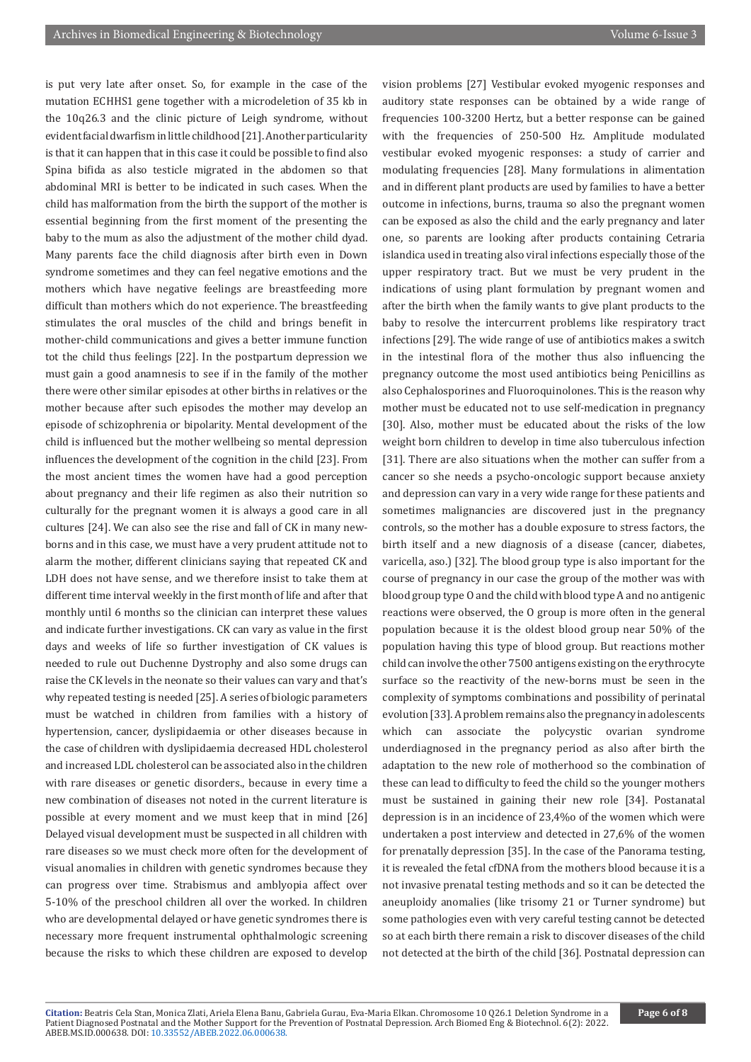is put very late after onset. So, for example in the case of the mutation ECHHS1 gene together with a microdeletion of 35 kb in the 10q26.3 and the clinic picture of Leigh syndrome, without evident facial dwarfism in little childhood [21]. Another particularity is that it can happen that in this case it could be possible to find also Spina bifida as also testicle migrated in the abdomen so that abdominal MRI is better to be indicated in such cases. When the child has malformation from the birth the support of the mother is essential beginning from the first moment of the presenting the baby to the mum as also the adjustment of the mother child dyad. Many parents face the child diagnosis after birth even in Down syndrome sometimes and they can feel negative emotions and the mothers which have negative feelings are breastfeeding more difficult than mothers which do not experience. The breastfeeding stimulates the oral muscles of the child and brings benefit in mother-child communications and gives a better immune function tot the child thus feelings [22]. In the postpartum depression we must gain a good anamnesis to see if in the family of the mother there were other similar episodes at other births in relatives or the mother because after such episodes the mother may develop an episode of schizophrenia or bipolarity. Mental development of the child is influenced but the mother wellbeing so mental depression influences the development of the cognition in the child [23]. From the most ancient times the women have had a good perception about pregnancy and their life regimen as also their nutrition so culturally for the pregnant women it is always a good care in all cultures [24]. We can also see the rise and fall of CK in many newborns and in this case, we must have a very prudent attitude not to alarm the mother, different clinicians saying that repeated CK and LDH does not have sense, and we therefore insist to take them at different time interval weekly in the first month of life and after that monthly until 6 months so the clinician can interpret these values and indicate further investigations. CK can vary as value in the first days and weeks of life so further investigation of CK values is needed to rule out Duchenne Dystrophy and also some drugs can raise the CK levels in the neonate so their values can vary and that's why repeated testing is needed [25]. A series of biologic parameters must be watched in children from families with a history of hypertension, cancer, dyslipidaemia or other diseases because in the case of children with dyslipidaemia decreased HDL cholesterol and increased LDL cholesterol can be associated also in the children with rare diseases or genetic disorders., because in every time a new combination of diseases not noted in the current literature is possible at every moment and we must keep that in mind [26] Delayed visual development must be suspected in all children with rare diseases so we must check more often for the development of visual anomalies in children with genetic syndromes because they can progress over time. Strabismus and amblyopia affect over 5-10% of the preschool children all over the worked. In children who are developmental delayed or have genetic syndromes there is necessary more frequent instrumental ophthalmologic screening because the risks to which these children are exposed to develop vision problems [27] Vestibular evoked myogenic responses and auditory state responses can be obtained by a wide range of frequencies 100-3200 Hertz, but a better response can be gained with the frequencies of 250-500 Hz. Amplitude modulated vestibular evoked myogenic responses: a study of carrier and modulating frequencies [28]. Many formulations in alimentation and in different plant products are used by families to have a better outcome in infections, burns, trauma so also the pregnant women can be exposed as also the child and the early pregnancy and later one, so parents are looking after products containing Cetraria islandica used in treating also viral infections especially those of the upper respiratory tract. But we must be very prudent in the indications of using plant formulation by pregnant women and after the birth when the family wants to give plant products to the baby to resolve the intercurrent problems like respiratory tract infections [29]. The wide range of use of antibiotics makes a switch in the intestinal flora of the mother thus also influencing the pregnancy outcome the most used antibiotics being Penicillins as also Cephalosporines and Fluoroquinolones. This is the reason why mother must be educated not to use self-medication in pregnancy [30]. Also, mother must be educated about the risks of the low weight born children to develop in time also tuberculous infection [31]. There are also situations when the mother can suffer from a cancer so she needs a psycho-oncologic support because anxiety and depression can vary in a very wide range for these patients and sometimes malignancies are discovered just in the pregnancy controls, so the mother has a double exposure to stress factors, the birth itself and a new diagnosis of a disease (cancer, diabetes, varicella, aso.) [32]. The blood group type is also important for the course of pregnancy in our case the group of the mother was with blood group type O and the child with blood type A and no antigenic reactions were observed, the O group is more often in the general population because it is the oldest blood group near 50% of the population having this type of blood group. But reactions mother child can involve the other 7500 antigens existing on the erythrocyte surface so the reactivity of the new-borns must be seen in the complexity of symptoms combinations and possibility of perinatal evolution [33]. A problem remains also the pregnancy in adolescents which can associate the polycystic ovarian syndrome underdiagnosed in the pregnancy period as also after birth the adaptation to the new role of motherhood so the combination of these can lead to difficulty to feed the child so the younger mothers must be sustained in gaining their new role [34]. Postanatal depression is in an incidence of 23,4%o of the women which were undertaken a post interview and detected in 27,6% of the women for prenatally depression [35]. In the case of the Panorama testing, it is revealed the fetal cfDNA from the mothers blood because it is a not invasive prenatal testing methods and so it can be detected the aneuploidy anomalies (like trisomy 21 or Turner syndrome) but some pathologies even with very careful testing cannot be detected so at each birth there remain a risk to discover diseases of the child not detected at the birth of the child [36]. Postnatal depression can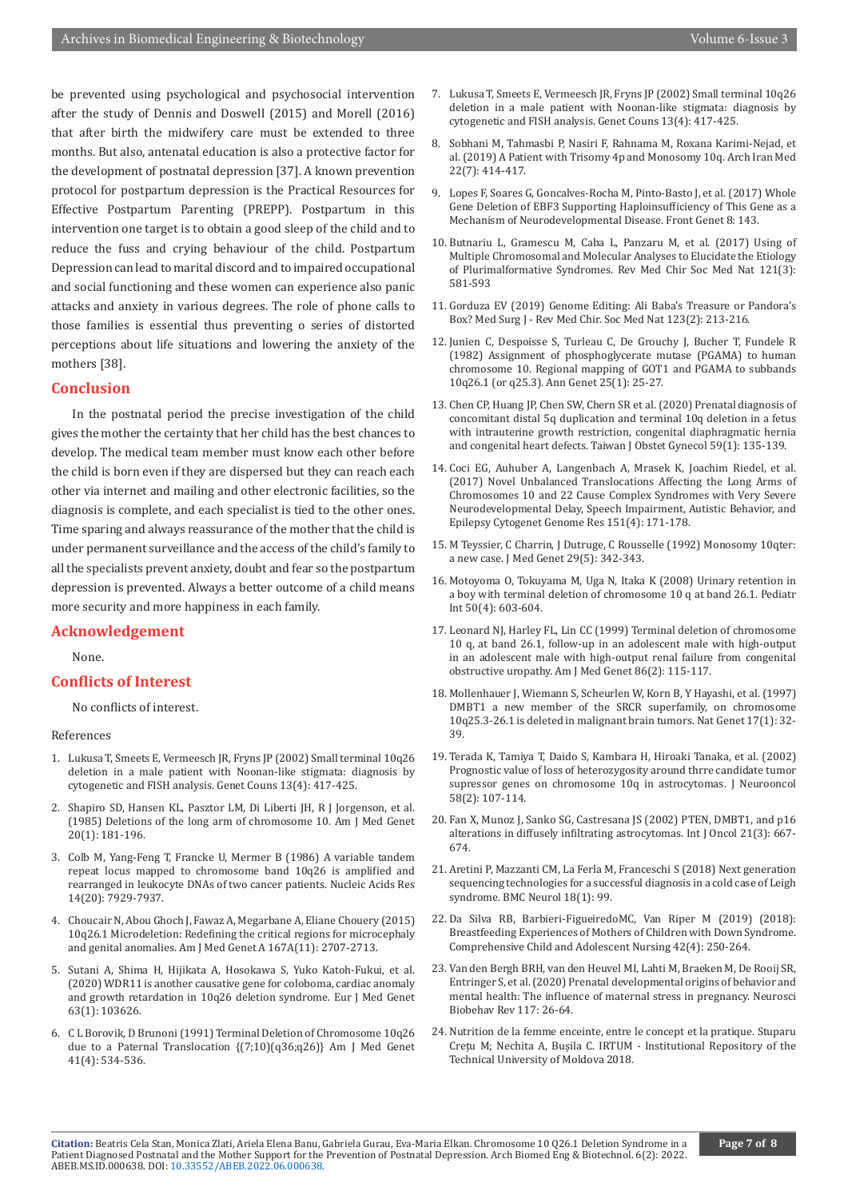be prevented using psychological and psychosocial intervention after the study of Dennis and Doswell (2015) and Morell (2016) that after birth the midwifery care must be extended to three months. But also, antenatal education is also a protective factor for the development of postnatal depression [37]. A known prevention protocol for postpartum depression is the Practical Resources for Effective Postpartum Parenting (PREPP). Postpartum in this intervention one target is to obtain a good sleep of the child and to reduce the fuss and crying behaviour of the child. Postpartum Depression can lead to marital discord and to impaired occupational and social functioning and these women can experience also panic attacks and anxiety in various degrees. The role of phone calls to those families is essential thus preventing o series of distorted perceptions about life situations and lowering the anxiety of the mothers [38].

## Conclusion

In the postnatal period the precise investigation of the child gives the mother the certainty that her child has the best chances to develop. The medical team member must know each other before the child is born even if they are dispersed but they can reach each other via internet and mailing and other electronic facilities, so the diagnosis is complete, and each specialist is tied to the other ones. Time sparing and always reassurance of the mother that the child is under permanent surveillance and the access of the child's family to all the specialists prevent anxiety, doubt and fear so the postpartum depression is prevented. Always a better outcome of a child means more security and more happiness in each family.

## Acknowledgement

None.

## Conflicts of Interest

No conflicts of interest.

References

1. Lukusa T, Smeets E, Vermeesch JR, Fryns JP (2002) Small terminal 10q26 deletion in a male patient with Noonan-like stigmata: diagnosis by cytogenetic and FISH analysis. Genet Couns 13(4): 417-425.
2. Shapiro SD, Hansen KL, Pasztor LM, Di Liberti JH, R J Jorgenson, et al. (1985) Deletions of the long arm of chromosome 10. Am J Med Genet 20(1): 181-196.
3. Colb M, Yang-Feng T, Francke U, Mermer B (1986) A variable tandem repeat locus mapped to chromosome band 10q26 is amplified and rearranged in leukocyte DNAs of two cancer patients. Nucleic Acids Res 14(20): 7929-7937.
4. Choucair N, Abou Ghoch J, Fawaz A, Megarbane A, Eliane Chouery (2015) 10q26.1 Microdeletion: Redefining the critical regions for microcephaly and genital anomalies. Am J Med Genet A 167A(11): 2707-2713.
5. Sutani A, Shima H, Hijikata A, Hosokawa S, Yuko Katoh-Fukui, et al. (2020) WDR11 is another causative gene for coloboma, cardiac anomaly and growth retardation in 10q26 deletion syndrome. Eur J Med Genet 63(1): 103626.
6. C L Borovik, D Brunoni (1991) Terminal Deletion of Chromosome 10q26 due to a Paternal Translocation {(7;10)(q36;q26)} Am J Med Genet 41(4): 534-536.
7. Lukusa T, Smeets E, Vermeesch JR, Fryns JP (2002) Small terminal 10q26 deletion in a male patient with Noonan-like stigmata: diagnosis by cytogenetic and FISH analysis. Genet Couns 13(4): 417-425.
8. Sobhani M, Tahmasbi P, Nasiri F, Rahnama M, Roxana Karimi-Nejad, et al. (2019) A Patient with Trisomy 4p and Monosomy 10q. Arch Iran Med 22(7): 414-417.
9. Lopes F, Soares G, Goncalves-Rocha M, Pinto-Basto J, et al. (2017) Whole Gene Deletion of EBF3 Supporting Haploinsufficiency of This Gene as a Mechanism of Neurodevelopmental Disease. Front Genet 8: 143.
10. Butnariu L, Gramescu M, Caba L, Panzaru M, et al. (2017) Using of Multiple Chromosomal and Molecular Analyses to Elucidate the Etiology of Plurimalformative Syndromes. Rev Med Chir Soc Med Nat 121(3): 581-593
11. Gorduza EV (2019) Genome Editing: Ali Baba's Treasure or Pandora's Box? Med Surg J - Rev Med Chir. Soc Med Nat 123(2): 213-216.
12. Junien C, Despoisse S, Turleau C, De Grouchy J, Bucher T, Fundele R (1982) Assignment of phosphoglycerate mutase (PGAMA) to human chromosome 10. Regional mapping of GOT1 and PGAMA to subbands 10q26.1 (or q25.3). Ann Genet 25(1): 25-27.
13. Chen CP, Huang JP, Chen SW, Chern SR et al. (2020) Prenatal diagnosis of concomitant distal 5q duplication and terminal 10q deletion in a fetus with intrauterine growth restriction, congenital diaphragmatic hernia and congenital heart defects. Taiwan J Obstet Gynecol 59(1): 135-139.
14. Coci EG, Auhuber A, Langenbach A, Mrasek K, Joachim Riedel, et al. (2017) Novel Unbalanced Translocations Affecting the Long Arms of Chromosomes 10 and 22 Cause Complex Syndromes with Very Severe Neurodevelopmental Delay, Speech Impairment, Autistic Behavior, and Epilepsy Cytogenet Genome Res 151(4): 171-178.
15. M Teyssier, C Charrin, J Dutruge, C Rousselle (1992) Monosomy 10qter: a new case. J Med Genet 29(5): 342-343.
16. Motoyoma O, Tokuyama M, Uga N, Itaka K (2008) Urinary retention in a boy with terminal deletion of chromosome 10 q at band 26.1. Pediatr Int 50(4): 603-604.
17. Leonard NJ, Harley FL, Lin CC (1999) Terminal deletion of chromosome 10 q, at band 26.1, follow-up in an adolescent male with high-output in an adolescent male with high-output renal failure from congenital obstructive uropathy. Am J Med Genet 86(2): 115-117.
18. Mollenhauer J, Wiemann S, Scheurlen W, Korn B, Y Hayashi, et al. (1997) DMBT1 a new member of the SRCR superfamily, on chromosome 10q25.3-26.1 is deleted in malignant brain tumors. Nat Genet 17(1): 32-39.
19. Terada K, Tamiya T, Daido S, Kambara H, Hiroaki Tanaka, et al. (2002) Prognostic value of loss of heterozygosity around thrre candidate tumor supressor genes on chromosome 10q in astrocytomas. J Neurooncol 58(2): 107-114.
20. Fan X, Munoz J, Sanko SG, Castresana JS (2002) PTEN, DMBT1, and p16 alterations in diffusely infiltrating astrocytomas. Int J Oncol 21(3): 667-674.
21. Aretini P, Mazzanti CM, La Ferla M, Franceschi S (2018) Next generation sequencing technologies for a successful diagnosis in a cold case of Leigh syndrome. BMC Neurol 18(1): 99.
22. Da Silva RB, Barbieri-FigueiredoMC, Van Riper M (2019) (2018): Breastfeeding Experiences of Mothers of Children with Down Syndrome. Comprehensive Child and Adolescent Nursing 42(4): 250-264.
23. Van den Bergh BRH, van den Heuvel MI, Lahti M, Braeken M, De Rooij SR, Entringer S, et al. (2020) Prenatal developmental origins of behavior and mental health: The influence of maternal stress in pregnancy. Neurosci Biobehav Rev 117: 26-64.
24. Nutrition de la femme enceinte, entre le concept et la pratique. Stuparu Crețu M; Nechita A, Bușila C. IRTUM - Institutional Repository of the Technical University of Moldova 2018.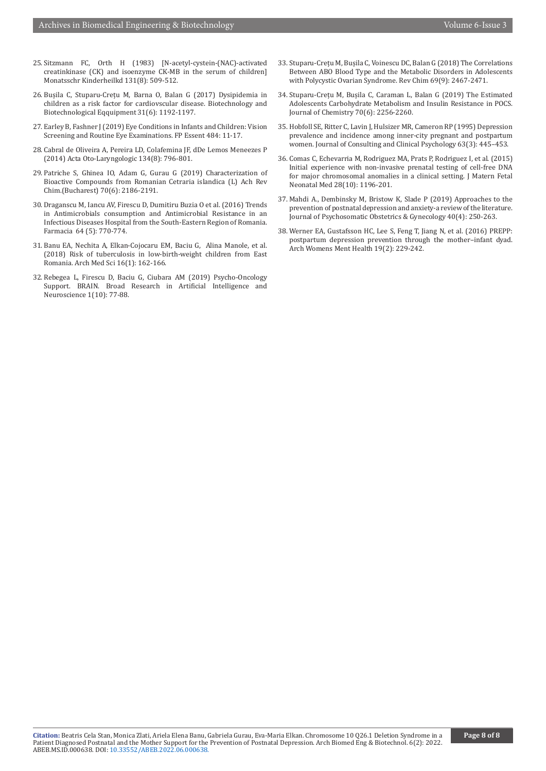25. Sitzmann FC, Orth H (1983) [N-acetyl-cystein-(NAC)-activated creatinkinase (CK) and isoenzyme CK-MB in the serum of children] Monatsschr Kinderheilkd 131(8): 509-512.
26. Bușila C, Stuparu-Crețu M, Barna O, Balan G (2017) Dysipidemia in children as a risk factor for cardiovscular disease. Biotechnology and Biotechnological Eqquipment 31(6): 1192-1197.
27. Earley B, Fashner J (2019) Eye Conditions in Infants and Children: Vision Screening and Routine Eye Examinations. FP Essent 484: 11-17.
28. Cabral de Oliveira A, Pereira LD, Colafemina JF, dDe Lemos Meneezes P (2014) Acta Oto-Laryngologic 134(8): 796-801.
29. Patriche S, Ghinea IO, Adam G, Gurau G (2019) Characterization of Bioactive Compounds from Romanian Cetraria islandica (L) Ach Rev Chim.(Bucharest) 70(6): 2186-2191.
30. Draganscu M, Iancu AV, Firescu D, Dumitiru Buzia O et al. (2016) Trends in Antimicrobials consumption and Antimicrobial Resistance in an Infectious Diseases Hospital from the South-Eastern Region of Romania. Farmacia 64 (5): 770-774.
31. Banu EA, Nechita A, Elkan-Cojocaru EM, Baciu G, Alina Manole, et al. (2018) Risk of tuberculosis in low-birth-weight children from East Romania. Arch Med Sci 16(1): 162-166.
32. Rebegea L, Firescu D, Baciu G, Ciubara AM (2019) Psycho-Oncology Support. BRAIN. Broad Research in Artificial Intelligence and Neuroscience 1(10): 77-88.
33. Stuparu-Crețu M, Bușila C, Voinescu DC, Balan G (2018) The Correlations Between ABO Blood Type and the Metabolic Disorders in Adolescents with Polycystic Ovarian Syndrome. Rev Chim 69(9): 2467-2471.
34. Stuparu-Crețu M, Bușila C, Caraman L, Balan G (2019) The Estimated Adolescents Carbohydrate Metabolism and Insulin Resistance in POCS. Journal of Chemistry 70(6): 2256-2260.
35. Hobfoll SE, Ritter C, Lavin J, Hulsizer MR, Cameron RP (1995) Depression prevalence and incidence among inner-city pregnant and postpartum women. Journal of Consulting and Clinical Psychology 63(3): 445–453.
36. Comas C, Echevarria M, Rodriguez MA, Prats P, Rodriguez I, et al. (2015) Initial experience with non-invasive prenatal testing of cell-free DNA for major chromosomal anomalies in a clinical setting. J Matern Fetal Neonatal Med 28(10): 1196-201.
37. Mahdi A., Dembinsky M, Bristow K, Slade P (2019) Approaches to the prevention of postnatal depression and anxiety-a review of the literature. Journal of Psychosomatic Obstetrics & Gynecology 40(4): 250-263.
38. Werner EA, Gustafsson HC, Lee S, Feng T, Jiang N, et al. (2016) PREPP: postpartum depression prevention through the mother–infant dyad. Arch Womens Ment Health 19(2): 229-242.